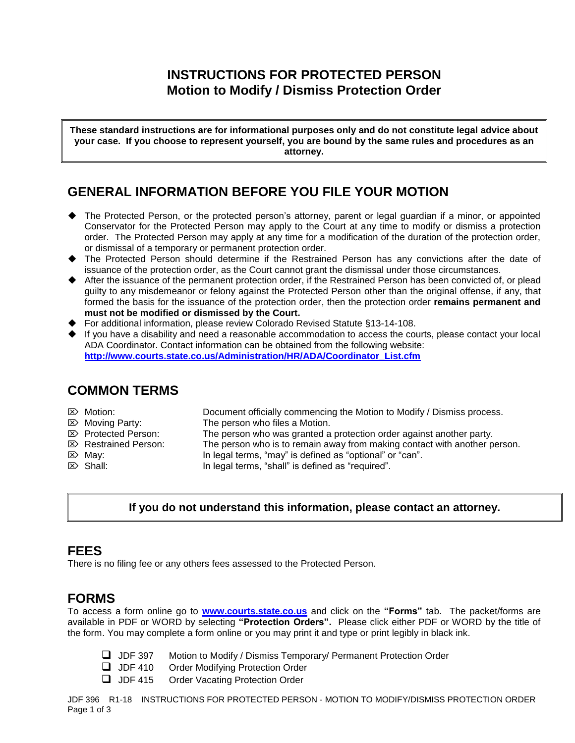# INSTRUCTIONS FOR PROTECTED PERSON
# Motion to Modify / Dismiss Protection Order

**These standard instructions are for informational purposes only and do not constitute legal advice about your case. If you choose to represent yourself, you are bound by the same rules and procedures as an attorney.**

## GENERAL INFORMATION BEFORE YOU FILE YOUR MOTION

- The Protected Person, or the protected person's attorney, parent or legal guardian if a minor, or appointed Conservator for the Protected Person may apply to the Court at any time to modify or dismiss a protection order. The Protected Person may apply at any time for a modification of the duration of the protection order, or dismissal of a temporary or permanent protection order.
- The Protected Person should determine if the Restrained Person has any convictions after the date of issuance of the protection order, as the Court cannot grant the dismissal under those circumstances.
- After the issuance of the permanent protection order, if the Restrained Person has been convicted of, or plead guilty to any misdemeanor or felony against the Protected Person other than the original offense, if any, that formed the basis for the issuance of the protection order, then the protection order **remains permanent and must not be modified or dismissed by the Court.**
- For additional information, please review Colorado Revised Statute §13-14-108.
- If you have a disability and need a reasonable accommodation to access the courts, please contact your local ADA Coordinator. Contact information can be obtained from the following website: **http://www.courts.state.co.us/Administration/HR/ADA/Coordinator_List.cfm**

## COMMON TERMS

- Motion: Document officially commencing the Motion to Modify / Dismiss process.
- Moving Party: The person who files a Motion.
- Protected Person: The person who was granted a protection order against another party.
- Restrained Person: The person who is to remain away from making contact with another person.
- May: In legal terms, "may" is defined as "optional" or "can".
- Shall: In legal terms, "shall" is defined as "required".

**If you do not understand this information, please contact an attorney.**

## FEES

There is no filing fee or any others fees assessed to the Protected Person.

## FORMS

To access a form online go to **www.courts.state.co.us** and click on the **"Forms"** tab. The packet/forms are available in PDF or WORD by selecting **"Protection Orders".** Please click either PDF or WORD by the title of the form. You may complete a form online or you may print it and type or print legibly in black ink.

- ☐ JDF 397 Motion to Modify / Dismiss Temporary/ Permanent Protection Order
- ☐ JDF 410 Order Modifying Protection Order
- ☐ JDF 415 Order Vacating Protection Order

JDF 396 R1-18 INSTRUCTIONS FOR PROTECTED PERSON - MOTION TO MODIFY/DISMISS PROTECTION ORDER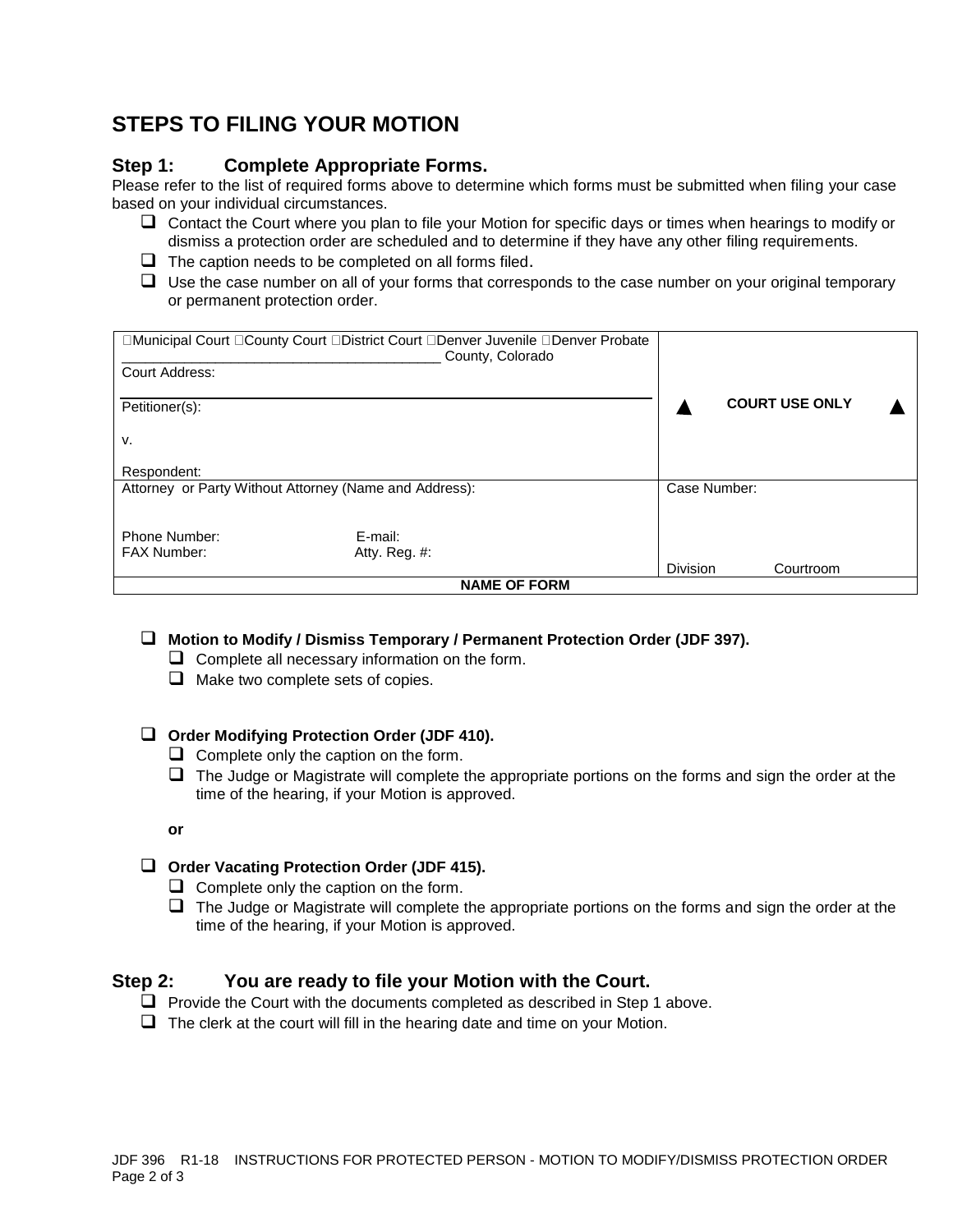# STEPS TO FILING YOUR MOTION

## Step 1: Complete Appropriate Forms.

Please refer to the list of required forms above to determine which forms must be submitted when filing your case based on your individual circumstances.

- ❑ Contact the Court where you plan to file your Motion for specific days or times when hearings to modify or dismiss a protection order are scheduled and to determine if they have any other filing requirements.
- ❑ The caption needs to be completed on all forms filed.
- ❑ Use the case number on all of your forms that corresponds to the case number on your original temporary or permanent protection order.

| | |
|---|---|
| ☐Municipal Court ☐County Court ☐District Court ☐Denver Juvenile ☐Denver Probate<br>________________________________________ County, Colorado<br>Court Address:<br><br>Petitioner(s):<br><br>v.<br><br>Respondent: | ▲ COURT USE ONLY ▲ |
| Attorney or Party Without Attorney (Name and Address):<br><br>Phone Number: E-mail:<br>FAX Number: Atty. Reg. #: | Case Number:<br><br>Division Courtroom |
| **NAME OF FORM** | |

- ❑ **Motion to Modify / Dismiss Temporary / Permanent Protection Order (JDF 397).**
  - ❑ Complete all necessary information on the form.
  - ❑ Make two complete sets of copies.

- ❑ **Order Modifying Protection Order (JDF 410).**
  - ❑ Complete only the caption on the form.
  - ❑ The Judge or Magistrate will complete the appropriate portions on the forms and sign the order at the time of the hearing, if your Motion is approved.

**or**

- ❑ **Order Vacating Protection Order (JDF 415).**
  - ❑ Complete only the caption on the form.
  - ❑ The Judge or Magistrate will complete the appropriate portions on the forms and sign the order at the time of the hearing, if your Motion is approved.

## Step 2: You are ready to file your Motion with the Court.

- ❑ Provide the Court with the documents completed as described in Step 1 above.
- ❑ The clerk at the court will fill in the hearing date and time on your Motion.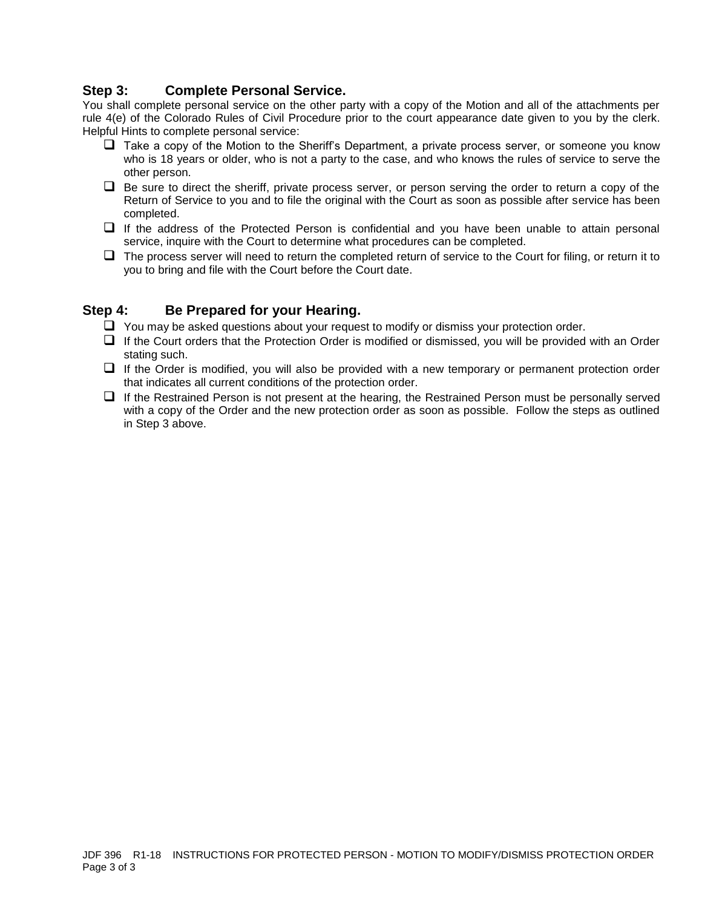## Step 3: Complete Personal Service.

You shall complete personal service on the other party with a copy of the Motion and all of the attachments per rule 4(e) of the Colorado Rules of Civil Procedure prior to the court appearance date given to you by the clerk. Helpful Hints to complete personal service:

- ☐ Take a copy of the Motion to the Sheriff's Department, a private process server, or someone you know who is 18 years or older, who is not a party to the case, and who knows the rules of service to serve the other person.
- ☐ Be sure to direct the sheriff, private process server, or person serving the order to return a copy of the Return of Service to you and to file the original with the Court as soon as possible after service has been completed.
- ☐ If the address of the Protected Person is confidential and you have been unable to attain personal service, inquire with the Court to determine what procedures can be completed.
- ☐ The process server will need to return the completed return of service to the Court for filing, or return it to you to bring and file with the Court before the Court date.

## Step 4: Be Prepared for your Hearing.

- ☐ You may be asked questions about your request to modify or dismiss your protection order.
- ☐ If the Court orders that the Protection Order is modified or dismissed, you will be provided with an Order stating such.
- ☐ If the Order is modified, you will also be provided with a new temporary or permanent protection order that indicates all current conditions of the protection order.
- ☐ If the Restrained Person is not present at the hearing, the Restrained Person must be personally served with a copy of the Order and the new protection order as soon as possible. Follow the steps as outlined in Step 3 above.